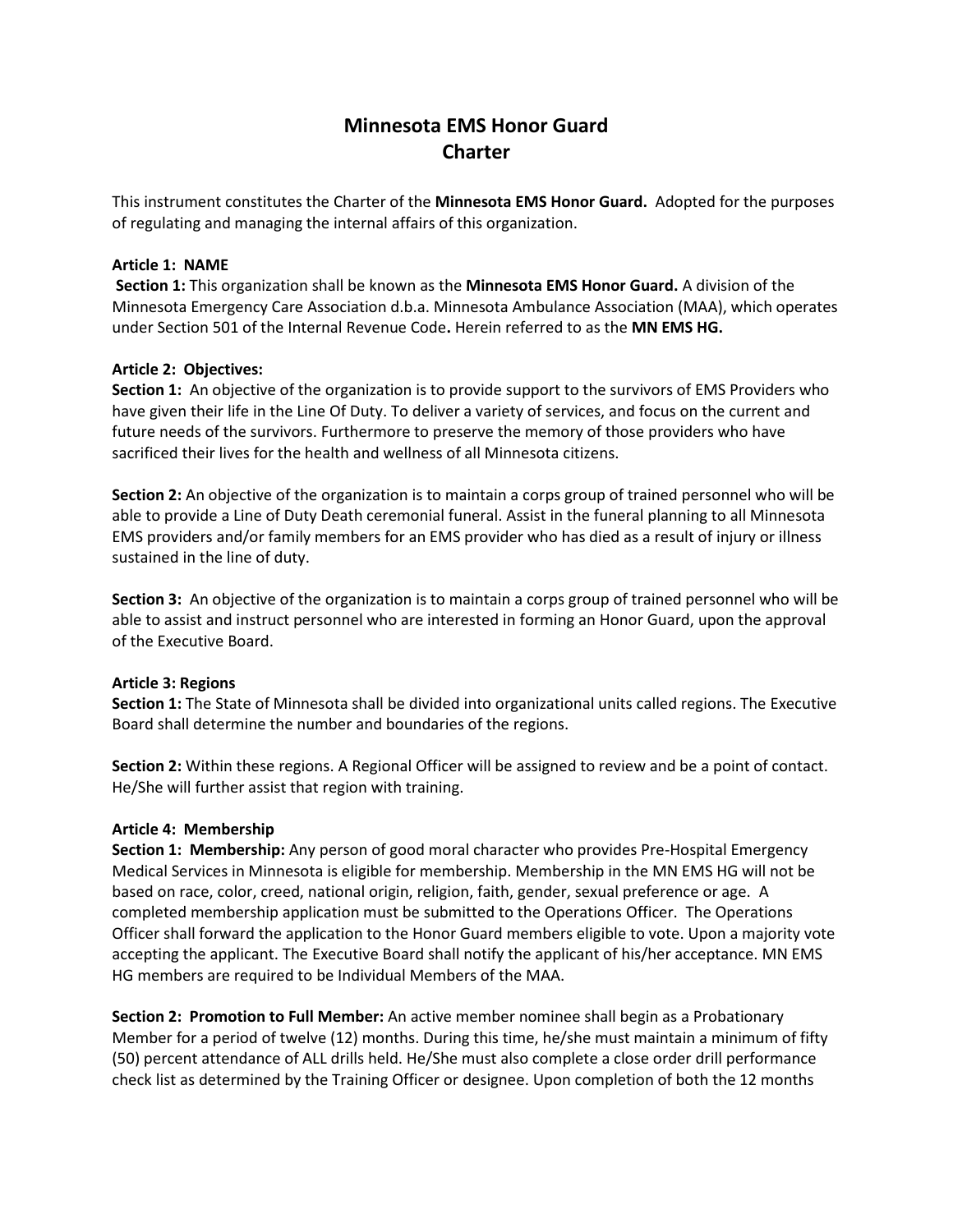# Minnesota EMS Honor Guard
# Charter

This instrument constitutes the Charter of the **Minnesota EMS Honor Guard.** Adopted for the purposes of regulating and managing the internal affairs of this organization.

**Article 1: NAME**

**Section 1:** This organization shall be known as the **Minnesota EMS Honor Guard.** A division of the Minnesota Emergency Care Association d.b.a. Minnesota Ambulance Association (MAA), which operates under Section 501 of the Internal Revenue Code**.** Herein referred to as the **MN EMS HG.**

**Article 2: Objectives:**

**Section 1:** An objective of the organization is to provide support to the survivors of EMS Providers who have given their life in the Line Of Duty. To deliver a variety of services, and focus on the current and future needs of the survivors. Furthermore to preserve the memory of those providers who have sacrificed their lives for the health and wellness of all Minnesota citizens.

**Section 2:** An objective of the organization is to maintain a corps group of trained personnel who will be able to provide a Line of Duty Death ceremonial funeral. Assist in the funeral planning to all Minnesota EMS providers and/or family members for an EMS provider who has died as a result of injury or illness sustained in the line of duty.

**Section 3:** An objective of the organization is to maintain a corps group of trained personnel who will be able to assist and instruct personnel who are interested in forming an Honor Guard, upon the approval of the Executive Board.

**Article 3: Regions**

**Section 1:** The State of Minnesota shall be divided into organizational units called regions. The Executive Board shall determine the number and boundaries of the regions.

**Section 2:** Within these regions. A Regional Officer will be assigned to review and be a point of contact. He/She will further assist that region with training.

**Article 4: Membership**

**Section 1: Membership:** Any person of good moral character who provides Pre-Hospital Emergency Medical Services in Minnesota is eligible for membership. Membership in the MN EMS HG will not be based on race, color, creed, national origin, religion, faith, gender, sexual preference or age. A completed membership application must be submitted to the Operations Officer. The Operations Officer shall forward the application to the Honor Guard members eligible to vote. Upon a majority vote accepting the applicant. The Executive Board shall notify the applicant of his/her acceptance. MN EMS HG members are required to be Individual Members of the MAA.

**Section 2: Promotion to Full Member:** An active member nominee shall begin as a Probationary Member for a period of twelve (12) months. During this time, he/she must maintain a minimum of fifty (50) percent attendance of ALL drills held. He/She must also complete a close order drill performance check list as determined by the Training Officer or designee. Upon completion of both the 12 months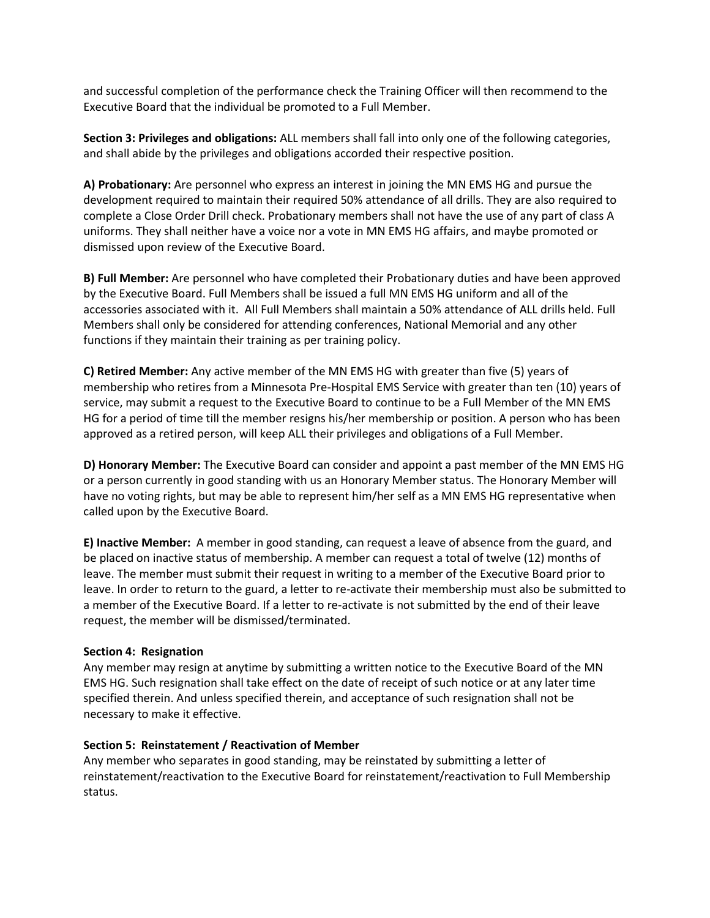and successful completion of the performance check the Training Officer will then recommend to the Executive Board that the individual be promoted to a Full Member.

**Section 3: Privileges and obligations:** ALL members shall fall into only one of the following categories, and shall abide by the privileges and obligations accorded their respective position.

**A) Probationary:** Are personnel who express an interest in joining the MN EMS HG and pursue the development required to maintain their required 50% attendance of all drills. They are also required to complete a Close Order Drill check. Probationary members shall not have the use of any part of class A uniforms. They shall neither have a voice nor a vote in MN EMS HG affairs, and maybe promoted or dismissed upon review of the Executive Board.

**B) Full Member:** Are personnel who have completed their Probationary duties and have been approved by the Executive Board. Full Members shall be issued a full MN EMS HG uniform and all of the accessories associated with it. All Full Members shall maintain a 50% attendance of ALL drills held. Full Members shall only be considered for attending conferences, National Memorial and any other functions if they maintain their training as per training policy.

**C) Retired Member:** Any active member of the MN EMS HG with greater than five (5) years of membership who retires from a Minnesota Pre-Hospital EMS Service with greater than ten (10) years of service, may submit a request to the Executive Board to continue to be a Full Member of the MN EMS HG for a period of time till the member resigns his/her membership or position. A person who has been approved as a retired person, will keep ALL their privileges and obligations of a Full Member.

**D) Honorary Member:** The Executive Board can consider and appoint a past member of the MN EMS HG or a person currently in good standing with us an Honorary Member status. The Honorary Member will have no voting rights, but may be able to represent him/her self as a MN EMS HG representative when called upon by the Executive Board.

**E) Inactive Member:** A member in good standing, can request a leave of absence from the guard, and be placed on inactive status of membership. A member can request a total of twelve (12) months of leave. The member must submit their request in writing to a member of the Executive Board prior to leave. In order to return to the guard, a letter to re-activate their membership must also be submitted to a member of the Executive Board. If a letter to re-activate is not submitted by the end of their leave request, the member will be dismissed/terminated.

**Section 4: Resignation**

Any member may resign at anytime by submitting a written notice to the Executive Board of the MN EMS HG. Such resignation shall take effect on the date of receipt of such notice or at any later time specified therein. And unless specified therein, and acceptance of such resignation shall not be necessary to make it effective.

**Section 5: Reinstatement / Reactivation of Member**

Any member who separates in good standing, may be reinstated by submitting a letter of reinstatement/reactivation to the Executive Board for reinstatement/reactivation to Full Membership status.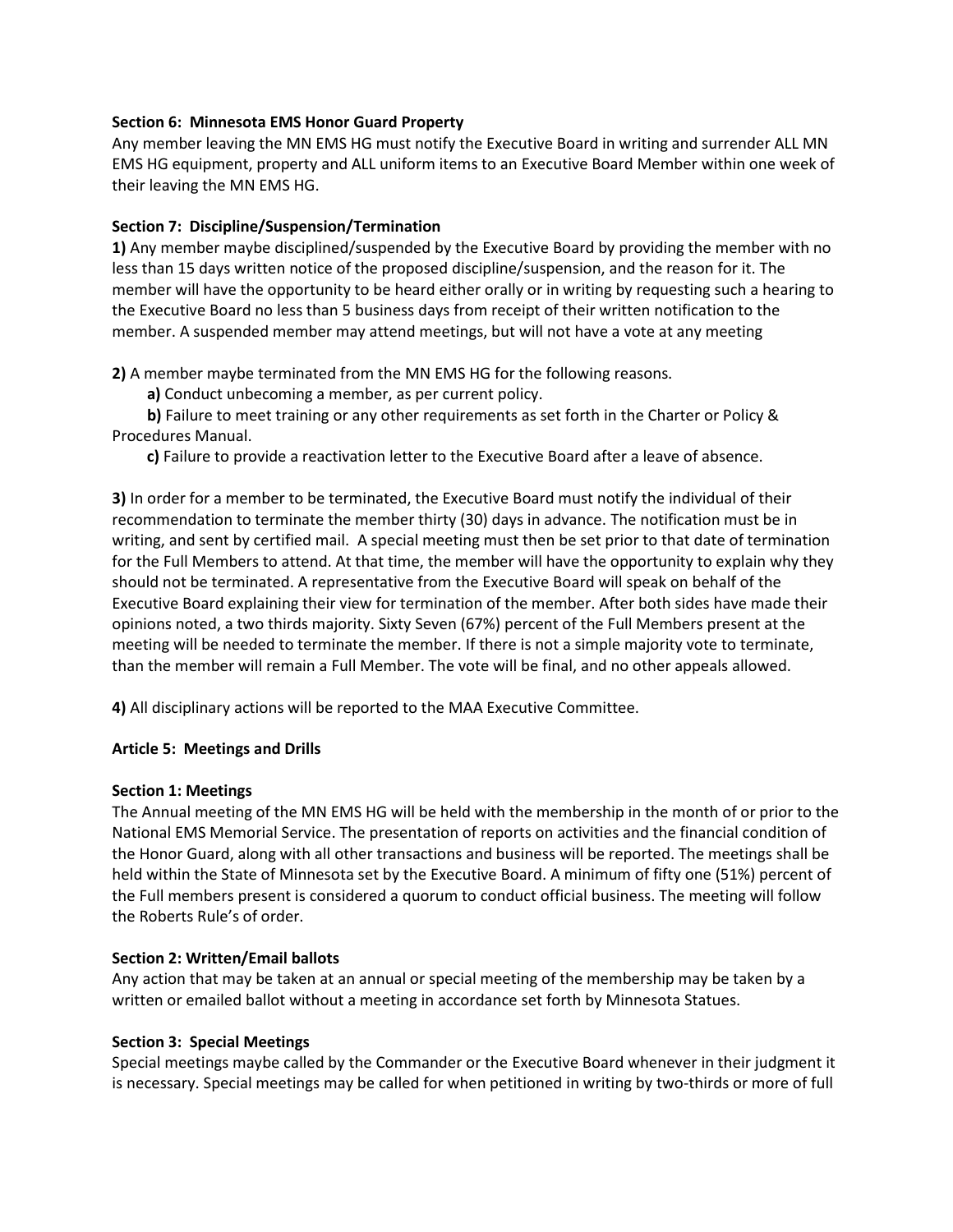**Section 6: Minnesota EMS Honor Guard Property**

Any member leaving the MN EMS HG must notify the Executive Board in writing and surrender ALL MN EMS HG equipment, property and ALL uniform items to an Executive Board Member within one week of their leaving the MN EMS HG.

**Section 7: Discipline/Suspension/Termination**

**1)** Any member maybe disciplined/suspended by the Executive Board by providing the member with no less than 15 days written notice of the proposed discipline/suspension, and the reason for it. The member will have the opportunity to be heard either orally or in writing by requesting such a hearing to the Executive Board no less than 5 business days from receipt of their written notification to the member. A suspended member may attend meetings, but will not have a vote at any meeting

**2)** A member maybe terminated from the MN EMS HG for the following reasons.

**a)** Conduct unbecoming a member, as per current policy.

**b)** Failure to meet training or any other requirements as set forth in the Charter or Policy & Procedures Manual.

**c)** Failure to provide a reactivation letter to the Executive Board after a leave of absence.

**3)** In order for a member to be terminated, the Executive Board must notify the individual of their recommendation to terminate the member thirty (30) days in advance. The notification must be in writing, and sent by certified mail. A special meeting must then be set prior to that date of termination for the Full Members to attend. At that time, the member will have the opportunity to explain why they should not be terminated. A representative from the Executive Board will speak on behalf of the Executive Board explaining their view for termination of the member. After both sides have made their opinions noted, a two thirds majority. Sixty Seven (67%) percent of the Full Members present at the meeting will be needed to terminate the member. If there is not a simple majority vote to terminate, than the member will remain a Full Member. The vote will be final, and no other appeals allowed.

**4)** All disciplinary actions will be reported to the MAA Executive Committee.

**Article 5: Meetings and Drills**

**Section 1: Meetings**

The Annual meeting of the MN EMS HG will be held with the membership in the month of or prior to the National EMS Memorial Service. The presentation of reports on activities and the financial condition of the Honor Guard, along with all other transactions and business will be reported. The meetings shall be held within the State of Minnesota set by the Executive Board. A minimum of fifty one (51%) percent of the Full members present is considered a quorum to conduct official business. The meeting will follow the Roberts Rule's of order.

**Section 2: Written/Email ballots**

Any action that may be taken at an annual or special meeting of the membership may be taken by a written or emailed ballot without a meeting in accordance set forth by Minnesota Statues.

**Section 3: Special Meetings**

Special meetings maybe called by the Commander or the Executive Board whenever in their judgment it is necessary. Special meetings may be called for when petitioned in writing by two-thirds or more of full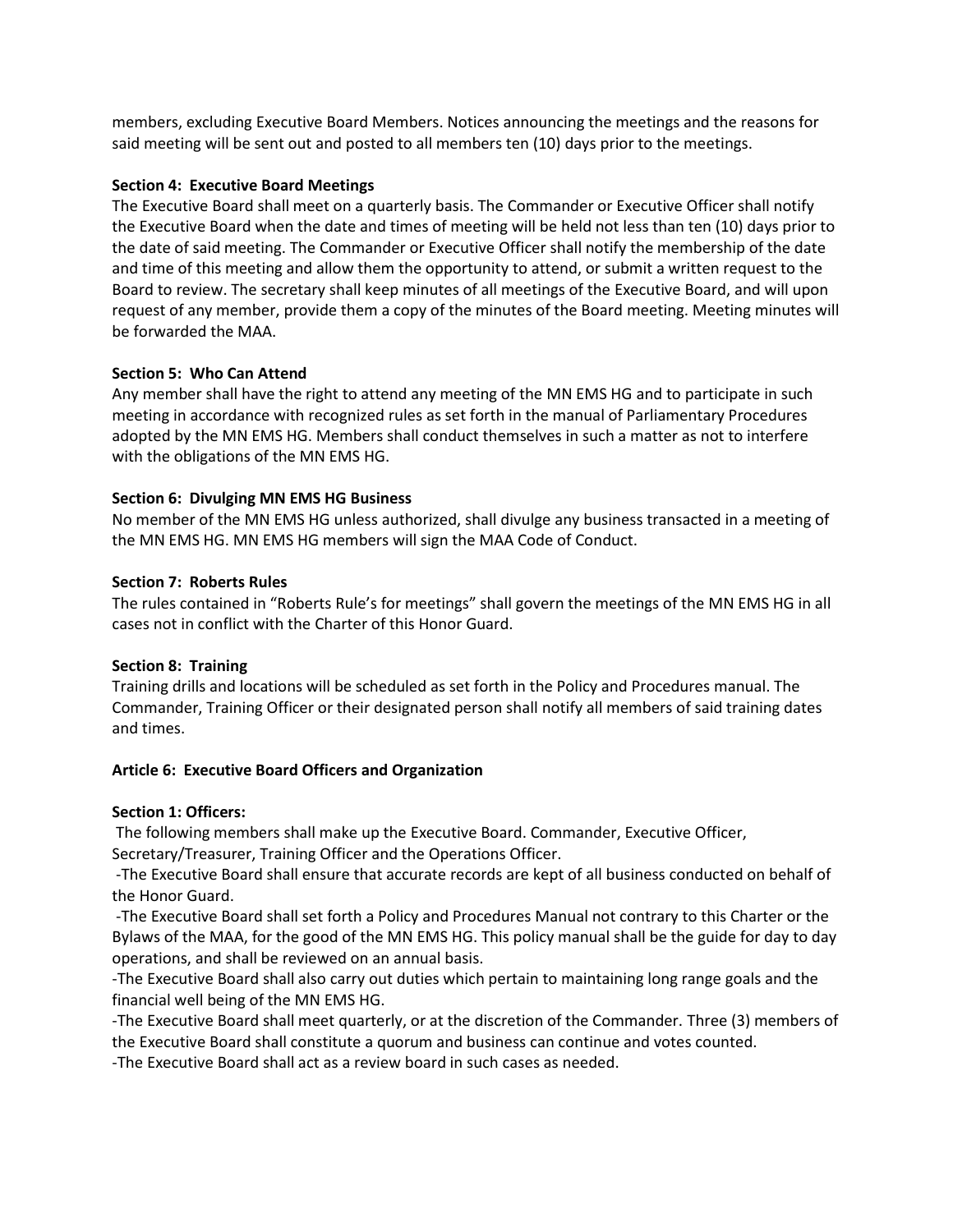members, excluding Executive Board Members. Notices announcing the meetings and the reasons for said meeting will be sent out and posted to all members ten (10) days prior to the meetings.

**Section 4: Executive Board Meetings**

The Executive Board shall meet on a quarterly basis. The Commander or Executive Officer shall notify the Executive Board when the date and times of meeting will be held not less than ten (10) days prior to the date of said meeting. The Commander or Executive Officer shall notify the membership of the date and time of this meeting and allow them the opportunity to attend, or submit a written request to the Board to review. The secretary shall keep minutes of all meetings of the Executive Board, and will upon request of any member, provide them a copy of the minutes of the Board meeting. Meeting minutes will be forwarded the MAA.

**Section 5: Who Can Attend**

Any member shall have the right to attend any meeting of the MN EMS HG and to participate in such meeting in accordance with recognized rules as set forth in the manual of Parliamentary Procedures adopted by the MN EMS HG. Members shall conduct themselves in such a matter as not to interfere with the obligations of the MN EMS HG.

**Section 6: Divulging MN EMS HG Business**

No member of the MN EMS HG unless authorized, shall divulge any business transacted in a meeting of the MN EMS HG. MN EMS HG members will sign the MAA Code of Conduct.

**Section 7: Roberts Rules**

The rules contained in "Roberts Rule's for meetings" shall govern the meetings of the MN EMS HG in all cases not in conflict with the Charter of this Honor Guard.

**Section 8: Training**

Training drills and locations will be scheduled as set forth in the Policy and Procedures manual. The Commander, Training Officer or their designated person shall notify all members of said training dates and times.

## Article 6: Executive Board Officers and Organization

**Section 1: Officers:**

The following members shall make up the Executive Board. Commander, Executive Officer, Secretary/Treasurer, Training Officer and the Operations Officer.

-The Executive Board shall ensure that accurate records are kept of all business conducted on behalf of the Honor Guard.

-The Executive Board shall set forth a Policy and Procedures Manual not contrary to this Charter or the Bylaws of the MAA, for the good of the MN EMS HG. This policy manual shall be the guide for day to day operations, and shall be reviewed on an annual basis.

-The Executive Board shall also carry out duties which pertain to maintaining long range goals and the financial well being of the MN EMS HG.

-The Executive Board shall meet quarterly, or at the discretion of the Commander. Three (3) members of the Executive Board shall constitute a quorum and business can continue and votes counted.

-The Executive Board shall act as a review board in such cases as needed.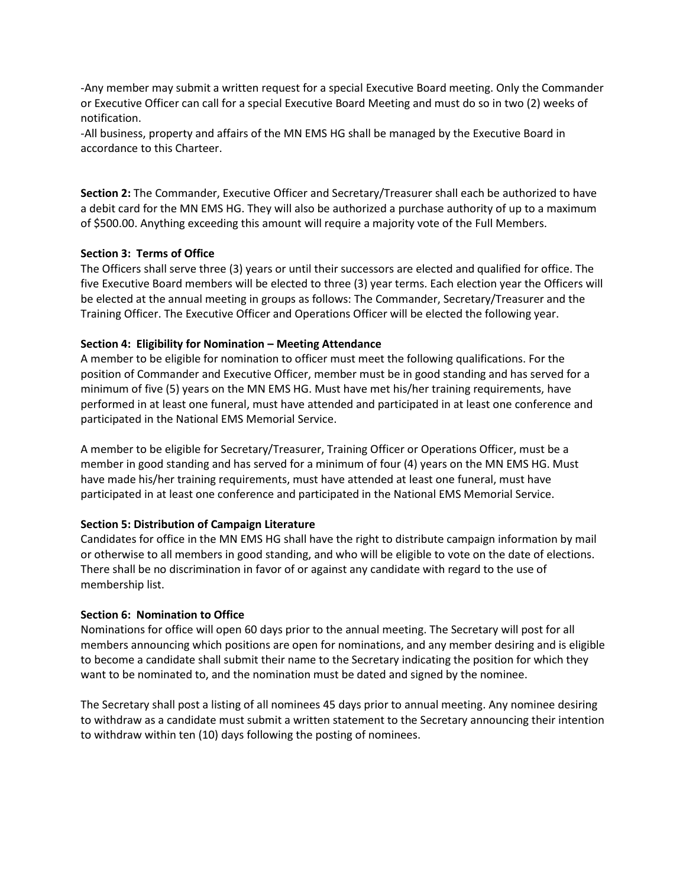-Any member may submit a written request for a special Executive Board meeting. Only the Commander or Executive Officer can call for a special Executive Board Meeting and must do so in two (2) weeks of notification.
-All business, property and affairs of the MN EMS HG shall be managed by the Executive Board in accordance to this Charteer.

**Section 2:** The Commander, Executive Officer and Secretary/Treasurer shall each be authorized to have a debit card for the MN EMS HG. They will also be authorized a purchase authority of up to a maximum of $500.00. Anything exceeding this amount will require a majority vote of the Full Members.

**Section 3: Terms of Office**
The Officers shall serve three (3) years or until their successors are elected and qualified for office. The five Executive Board members will be elected to three (3) year terms. Each election year the Officers will be elected at the annual meeting in groups as follows: The Commander, Secretary/Treasurer and the Training Officer. The Executive Officer and Operations Officer will be elected the following year.

**Section 4: Eligibility for Nomination – Meeting Attendance**
A member to be eligible for nomination to officer must meet the following qualifications. For the position of Commander and Executive Officer, member must be in good standing and has served for a minimum of five (5) years on the MN EMS HG. Must have met his/her training requirements, have performed in at least one funeral, must have attended and participated in at least one conference and participated in the National EMS Memorial Service.

A member to be eligible for Secretary/Treasurer, Training Officer or Operations Officer, must be a member in good standing and has served for a minimum of four (4) years on the MN EMS HG. Must have made his/her training requirements, must have attended at least one funeral, must have participated in at least one conference and participated in the National EMS Memorial Service.

**Section 5: Distribution of Campaign Literature**
Candidates for office in the MN EMS HG shall have the right to distribute campaign information by mail or otherwise to all members in good standing, and who will be eligible to vote on the date of elections. There shall be no discrimination in favor of or against any candidate with regard to the use of membership list.

**Section 6: Nomination to Office**
Nominations for office will open 60 days prior to the annual meeting. The Secretary will post for all members announcing which positions are open for nominations, and any member desiring and is eligible to become a candidate shall submit their name to the Secretary indicating the position for which they want to be nominated to, and the nomination must be dated and signed by the nominee.

The Secretary shall post a listing of all nominees 45 days prior to annual meeting. Any nominee desiring to withdraw as a candidate must submit a written statement to the Secretary announcing their intention to withdraw within ten (10) days following the posting of nominees.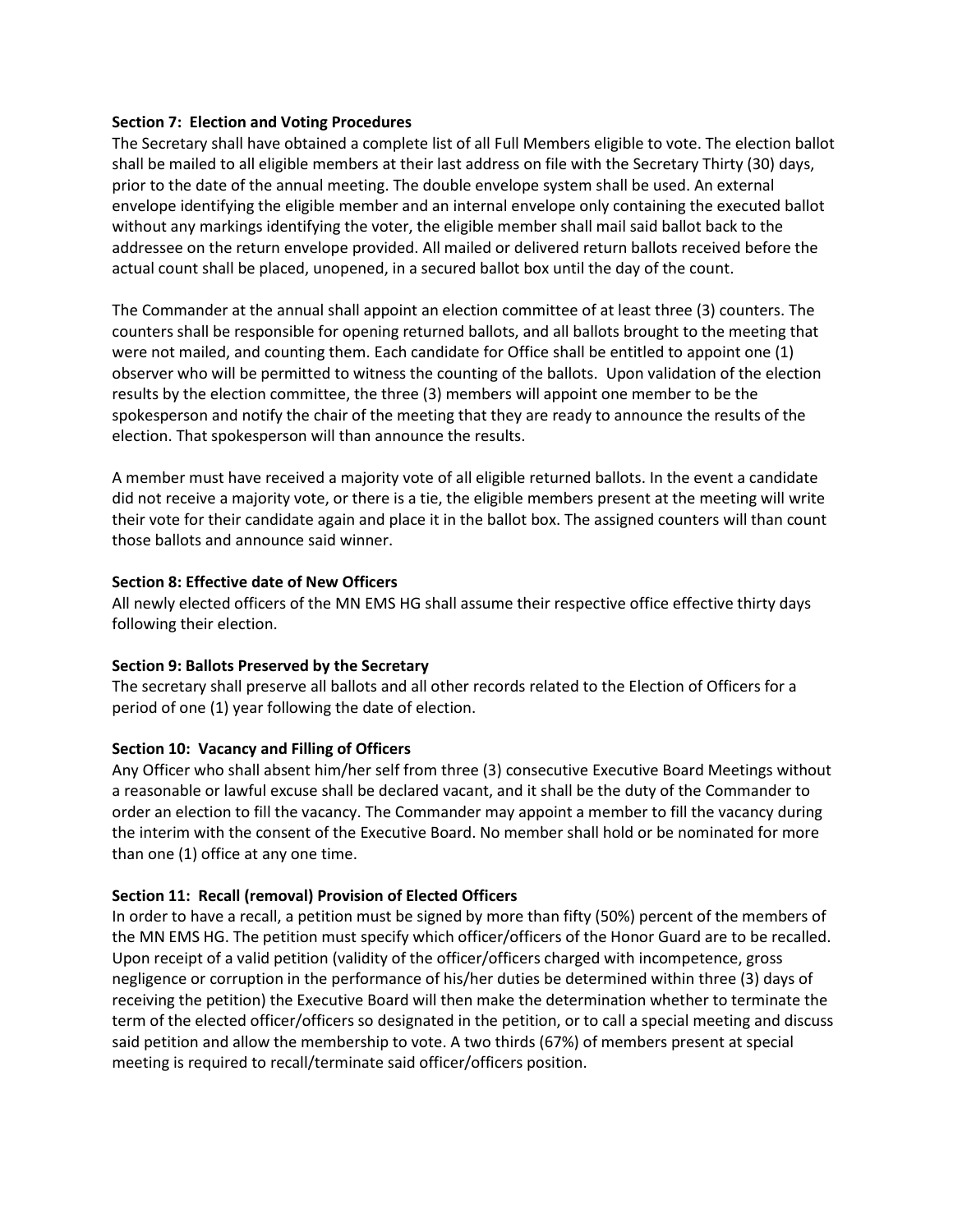**Section 7: Election and Voting Procedures**

The Secretary shall have obtained a complete list of all Full Members eligible to vote. The election ballot shall be mailed to all eligible members at their last address on file with the Secretary Thirty (30) days, prior to the date of the annual meeting. The double envelope system shall be used. An external envelope identifying the eligible member and an internal envelope only containing the executed ballot without any markings identifying the voter, the eligible member shall mail said ballot back to the addressee on the return envelope provided. All mailed or delivered return ballots received before the actual count shall be placed, unopened, in a secured ballot box until the day of the count.

The Commander at the annual shall appoint an election committee of at least three (3) counters. The counters shall be responsible for opening returned ballots, and all ballots brought to the meeting that were not mailed, and counting them. Each candidate for Office shall be entitled to appoint one (1) observer who will be permitted to witness the counting of the ballots. Upon validation of the election results by the election committee, the three (3) members will appoint one member to be the spokesperson and notify the chair of the meeting that they are ready to announce the results of the election. That spokesperson will than announce the results.

A member must have received a majority vote of all eligible returned ballots. In the event a candidate did not receive a majority vote, or there is a tie, the eligible members present at the meeting will write their vote for their candidate again and place it in the ballot box. The assigned counters will than count those ballots and announce said winner.

**Section 8: Effective date of New Officers**

All newly elected officers of the MN EMS HG shall assume their respective office effective thirty days following their election.

**Section 9: Ballots Preserved by the Secretary**

The secretary shall preserve all ballots and all other records related to the Election of Officers for a period of one (1) year following the date of election.

**Section 10: Vacancy and Filling of Officers**

Any Officer who shall absent him/her self from three (3) consecutive Executive Board Meetings without a reasonable or lawful excuse shall be declared vacant, and it shall be the duty of the Commander to order an election to fill the vacancy. The Commander may appoint a member to fill the vacancy during the interim with the consent of the Executive Board. No member shall hold or be nominated for more than one (1) office at any one time.

**Section 11: Recall (removal) Provision of Elected Officers**

In order to have a recall, a petition must be signed by more than fifty (50%) percent of the members of the MN EMS HG. The petition must specify which officer/officers of the Honor Guard are to be recalled. Upon receipt of a valid petition (validity of the officer/officers charged with incompetence, gross negligence or corruption in the performance of his/her duties be determined within three (3) days of receiving the petition) the Executive Board will then make the determination whether to terminate the term of the elected officer/officers so designated in the petition, or to call a special meeting and discuss said petition and allow the membership to vote. A two thirds (67%) of members present at special meeting is required to recall/terminate said officer/officers position.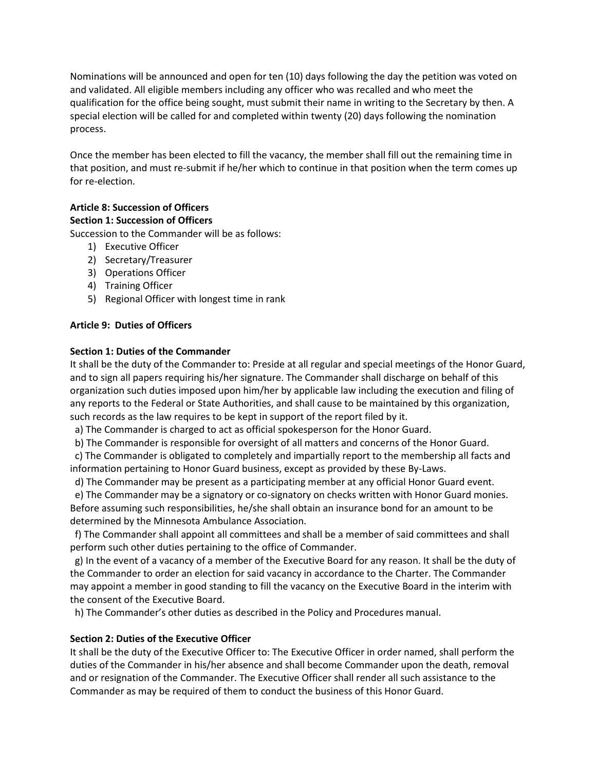Nominations will be announced and open for ten (10) days following the day the petition was voted on and validated. All eligible members including any officer who was recalled and who meet the qualification for the office being sought, must submit their name in writing to the Secretary by then. A special election will be called for and completed within twenty (20) days following the nomination process.

Once the member has been elected to fill the vacancy, the member shall fill out the remaining time in that position, and must re-submit if he/her which to continue in that position when the term comes up for re-election.

**Article 8: Succession of Officers**

**Section 1: Succession of Officers**

Succession to the Commander will be as follows:

1) Executive Officer
2) Secretary/Treasurer
3) Operations Officer
4) Training Officer
5) Regional Officer with longest time in rank

**Article 9: Duties of Officers**

**Section 1: Duties of the Commander**

It shall be the duty of the Commander to: Preside at all regular and special meetings of the Honor Guard, and to sign all papers requiring his/her signature. The Commander shall discharge on behalf of this organization such duties imposed upon him/her by applicable law including the execution and filing of any reports to the Federal or State Authorities, and shall cause to be maintained by this organization, such records as the law requires to be kept in support of the report filed by it.

a) The Commander is charged to act as official spokesperson for the Honor Guard.

b) The Commander is responsible for oversight of all matters and concerns of the Honor Guard.

c) The Commander is obligated to completely and impartially report to the membership all facts and information pertaining to Honor Guard business, except as provided by these By-Laws.

d) The Commander may be present as a participating member at any official Honor Guard event.

e) The Commander may be a signatory or co-signatory on checks written with Honor Guard monies. Before assuming such responsibilities, he/she shall obtain an insurance bond for an amount to be determined by the Minnesota Ambulance Association.

f) The Commander shall appoint all committees and shall be a member of said committees and shall perform such other duties pertaining to the office of Commander.

g) In the event of a vacancy of a member of the Executive Board for any reason. It shall be the duty of the Commander to order an election for said vacancy in accordance to the Charter. The Commander may appoint a member in good standing to fill the vacancy on the Executive Board in the interim with the consent of the Executive Board.

h) The Commander's other duties as described in the Policy and Procedures manual.

**Section 2: Duties of the Executive Officer**

It shall be the duty of the Executive Officer to: The Executive Officer in order named, shall perform the duties of the Commander in his/her absence and shall become Commander upon the death, removal and or resignation of the Commander. The Executive Officer shall render all such assistance to the Commander as may be required of them to conduct the business of this Honor Guard.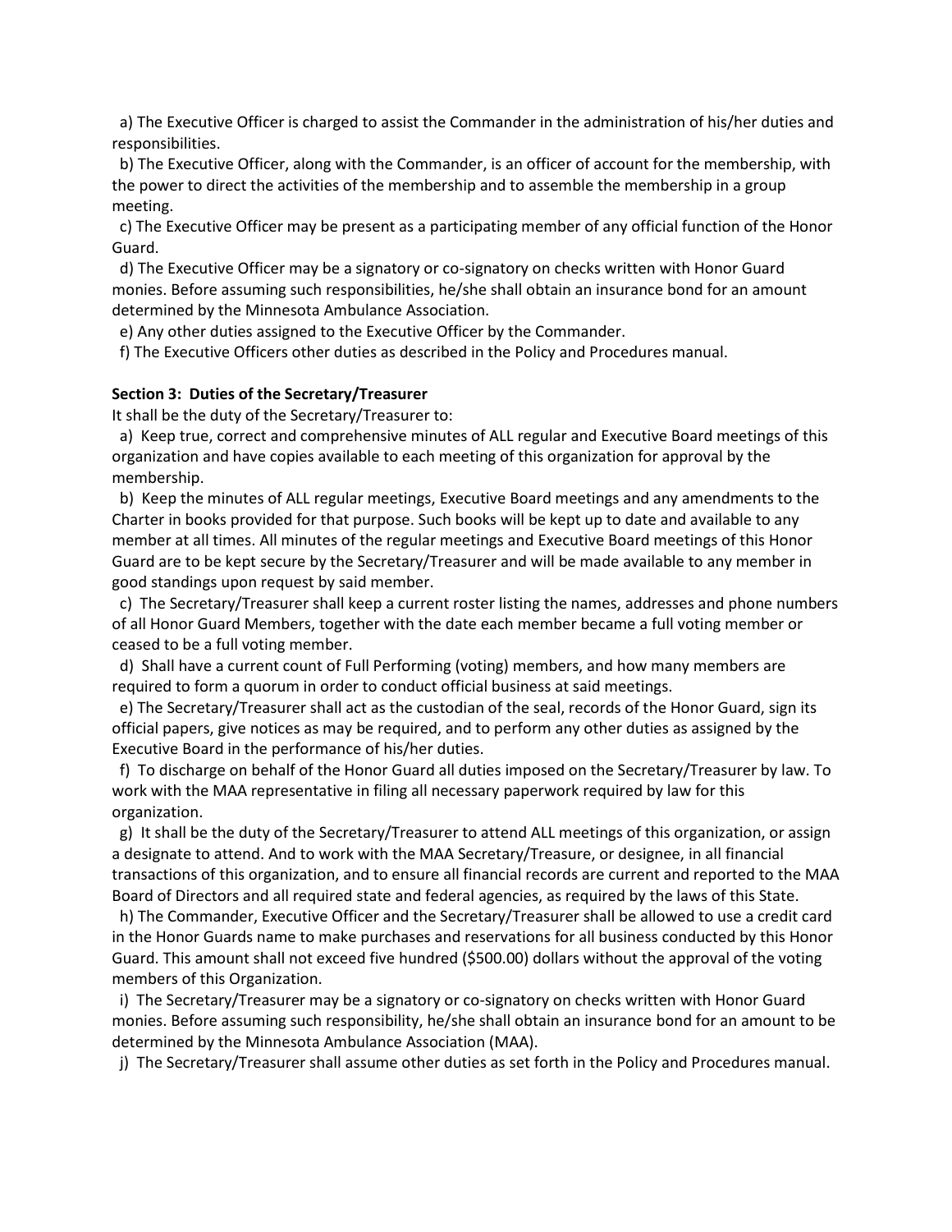a) The Executive Officer is charged to assist the Commander in the administration of his/her duties and responsibilities.

b) The Executive Officer, along with the Commander, is an officer of account for the membership, with the power to direct the activities of the membership and to assemble the membership in a group meeting.

c) The Executive Officer may be present as a participating member of any official function of the Honor Guard.

d) The Executive Officer may be a signatory or co-signatory on checks written with Honor Guard monies. Before assuming such responsibilities, he/she shall obtain an insurance bond for an amount determined by the Minnesota Ambulance Association.

e) Any other duties assigned to the Executive Officer by the Commander.

f) The Executive Officers other duties as described in the Policy and Procedures manual.

**Section 3: Duties of the Secretary/Treasurer**

It shall be the duty of the Secretary/Treasurer to:

a) Keep true, correct and comprehensive minutes of ALL regular and Executive Board meetings of this organization and have copies available to each meeting of this organization for approval by the membership.

b) Keep the minutes of ALL regular meetings, Executive Board meetings and any amendments to the Charter in books provided for that purpose. Such books will be kept up to date and available to any member at all times. All minutes of the regular meetings and Executive Board meetings of this Honor Guard are to be kept secure by the Secretary/Treasurer and will be made available to any member in good standings upon request by said member.

c) The Secretary/Treasurer shall keep a current roster listing the names, addresses and phone numbers of all Honor Guard Members, together with the date each member became a full voting member or ceased to be a full voting member.

d) Shall have a current count of Full Performing (voting) members, and how many members are required to form a quorum in order to conduct official business at said meetings.

e) The Secretary/Treasurer shall act as the custodian of the seal, records of the Honor Guard, sign its official papers, give notices as may be required, and to perform any other duties as assigned by the Executive Board in the performance of his/her duties.

f) To discharge on behalf of the Honor Guard all duties imposed on the Secretary/Treasurer by law. To work with the MAA representative in filing all necessary paperwork required by law for this organization.

g) It shall be the duty of the Secretary/Treasurer to attend ALL meetings of this organization, or assign a designate to attend. And to work with the MAA Secretary/Treasure, or designee, in all financial transactions of this organization, and to ensure all financial records are current and reported to the MAA Board of Directors and all required state and federal agencies, as required by the laws of this State.

h) The Commander, Executive Officer and the Secretary/Treasurer shall be allowed to use a credit card in the Honor Guards name to make purchases and reservations for all business conducted by this Honor Guard. This amount shall not exceed five hundred ($500.00) dollars without the approval of the voting members of this Organization.

i) The Secretary/Treasurer may be a signatory or co-signatory on checks written with Honor Guard monies. Before assuming such responsibility, he/she shall obtain an insurance bond for an amount to be determined by the Minnesota Ambulance Association (MAA).

j) The Secretary/Treasurer shall assume other duties as set forth in the Policy and Procedures manual.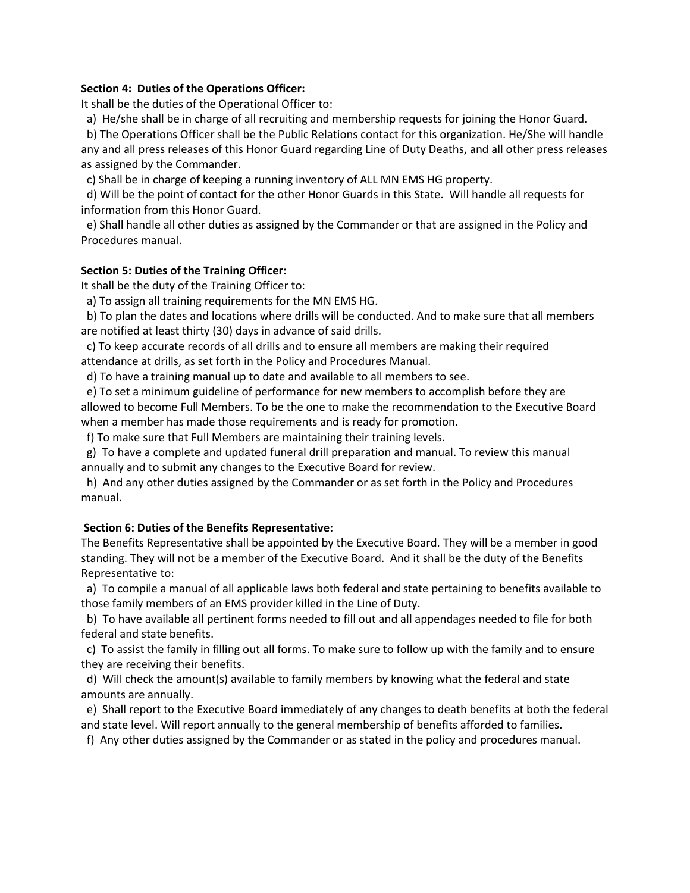**Section 4: Duties of the Operations Officer:**

It shall be the duties of the Operational Officer to:

a) He/she shall be in charge of all recruiting and membership requests for joining the Honor Guard.

b) The Operations Officer shall be the Public Relations contact for this organization. He/She will handle any and all press releases of this Honor Guard regarding Line of Duty Deaths, and all other press releases as assigned by the Commander.

c) Shall be in charge of keeping a running inventory of ALL MN EMS HG property.

d) Will be the point of contact for the other Honor Guards in this State. Will handle all requests for information from this Honor Guard.

e) Shall handle all other duties as assigned by the Commander or that are assigned in the Policy and Procedures manual.

**Section 5: Duties of the Training Officer:**

It shall be the duty of the Training Officer to:

a) To assign all training requirements for the MN EMS HG.

b) To plan the dates and locations where drills will be conducted. And to make sure that all members are notified at least thirty (30) days in advance of said drills.

c) To keep accurate records of all drills and to ensure all members are making their required attendance at drills, as set forth in the Policy and Procedures Manual.

d) To have a training manual up to date and available to all members to see.

e) To set a minimum guideline of performance for new members to accomplish before they are allowed to become Full Members. To be the one to make the recommendation to the Executive Board when a member has made those requirements and is ready for promotion.

f) To make sure that Full Members are maintaining their training levels.

g) To have a complete and updated funeral drill preparation and manual. To review this manual annually and to submit any changes to the Executive Board for review.

h) And any other duties assigned by the Commander or as set forth in the Policy and Procedures manual.

**Section 6: Duties of the Benefits Representative:**

The Benefits Representative shall be appointed by the Executive Board. They will be a member in good standing. They will not be a member of the Executive Board. And it shall be the duty of the Benefits Representative to:

a) To compile a manual of all applicable laws both federal and state pertaining to benefits available to those family members of an EMS provider killed in the Line of Duty.

b) To have available all pertinent forms needed to fill out and all appendages needed to file for both federal and state benefits.

c) To assist the family in filling out all forms. To make sure to follow up with the family and to ensure they are receiving their benefits.

d) Will check the amount(s) available to family members by knowing what the federal and state amounts are annually.

e) Shall report to the Executive Board immediately of any changes to death benefits at both the federal and state level. Will report annually to the general membership of benefits afforded to families.

f) Any other duties assigned by the Commander or as stated in the policy and procedures manual.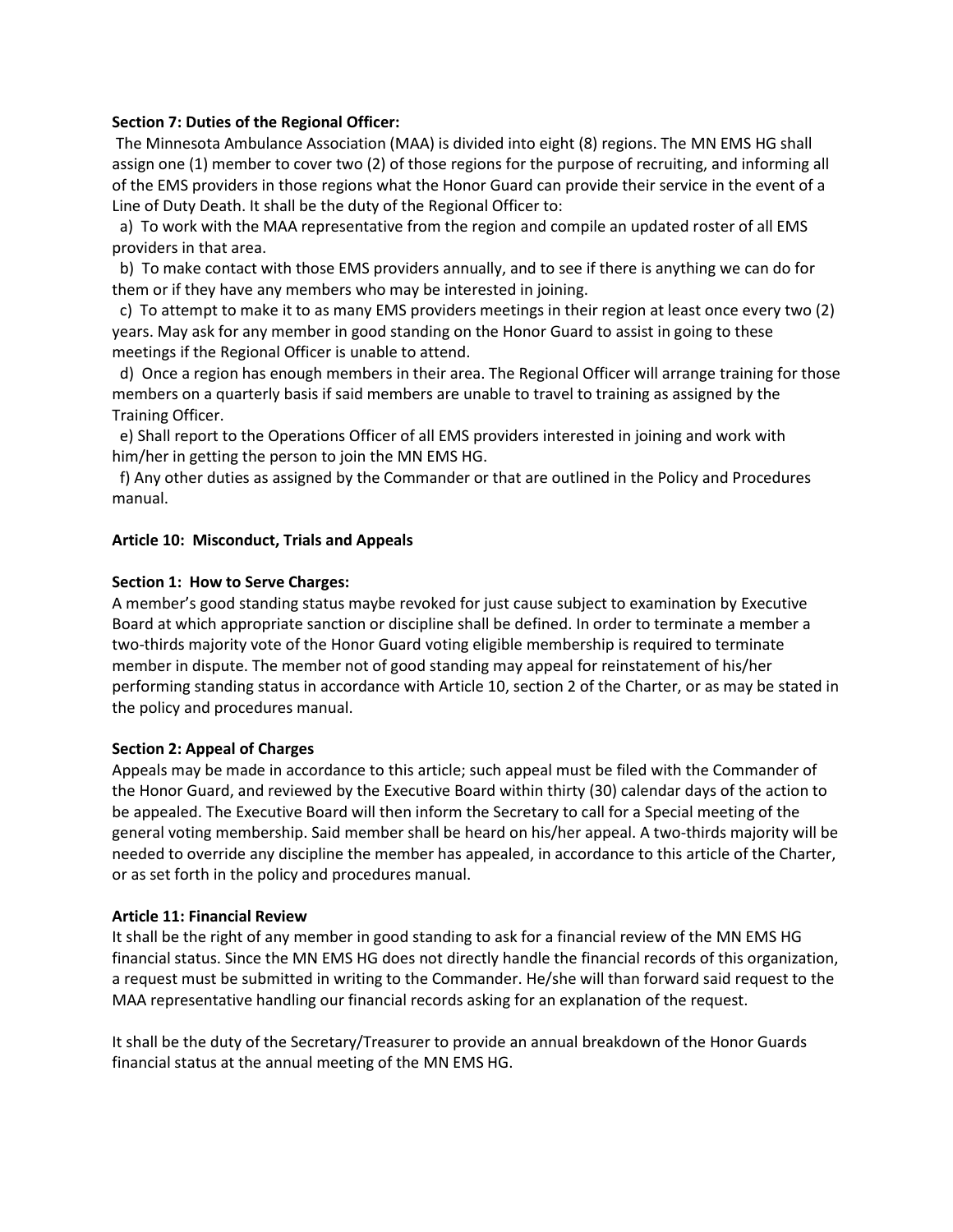**Section 7: Duties of the Regional Officer:**

The Minnesota Ambulance Association (MAA) is divided into eight (8) regions. The MN EMS HG shall assign one (1) member to cover two (2) of those regions for the purpose of recruiting, and informing all of the EMS providers in those regions what the Honor Guard can provide their service in the event of a Line of Duty Death. It shall be the duty of the Regional Officer to:

a) To work with the MAA representative from the region and compile an updated roster of all EMS providers in that area.

b) To make contact with those EMS providers annually, and to see if there is anything we can do for them or if they have any members who may be interested in joining.

c) To attempt to make it to as many EMS providers meetings in their region at least once every two (2) years. May ask for any member in good standing on the Honor Guard to assist in going to these meetings if the Regional Officer is unable to attend.

d) Once a region has enough members in their area. The Regional Officer will arrange training for those members on a quarterly basis if said members are unable to travel to training as assigned by the Training Officer.

e) Shall report to the Operations Officer of all EMS providers interested in joining and work with him/her in getting the person to join the MN EMS HG.

f) Any other duties as assigned by the Commander or that are outlined in the Policy and Procedures manual.

**Article 10: Misconduct, Trials and Appeals**

**Section 1: How to Serve Charges:**

A member's good standing status maybe revoked for just cause subject to examination by Executive Board at which appropriate sanction or discipline shall be defined. In order to terminate a member a two-thirds majority vote of the Honor Guard voting eligible membership is required to terminate member in dispute. The member not of good standing may appeal for reinstatement of his/her performing standing status in accordance with Article 10, section 2 of the Charter, or as may be stated in the policy and procedures manual.

**Section 2: Appeal of Charges**

Appeals may be made in accordance to this article; such appeal must be filed with the Commander of the Honor Guard, and reviewed by the Executive Board within thirty (30) calendar days of the action to be appealed. The Executive Board will then inform the Secretary to call for a Special meeting of the general voting membership. Said member shall be heard on his/her appeal. A two-thirds majority will be needed to override any discipline the member has appealed, in accordance to this article of the Charter, or as set forth in the policy and procedures manual.

**Article 11: Financial Review**

It shall be the right of any member in good standing to ask for a financial review of the MN EMS HG financial status. Since the MN EMS HG does not directly handle the financial records of this organization, a request must be submitted in writing to the Commander. He/she will than forward said request to the MAA representative handling our financial records asking for an explanation of the request.

It shall be the duty of the Secretary/Treasurer to provide an annual breakdown of the Honor Guards financial status at the annual meeting of the MN EMS HG.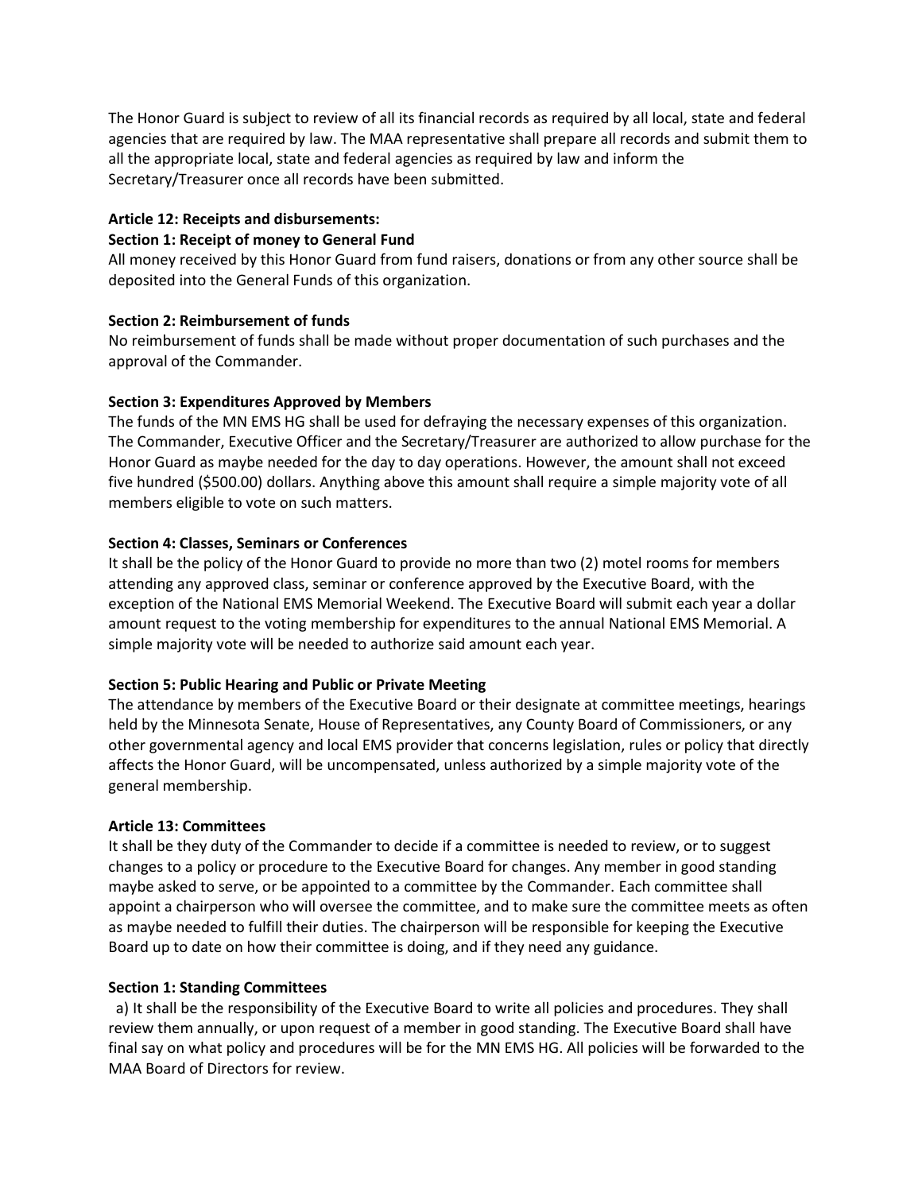The Honor Guard is subject to review of all its financial records as required by all local, state and federal agencies that are required by law. The MAA representative shall prepare all records and submit them to all the appropriate local, state and federal agencies as required by law and inform the Secretary/Treasurer once all records have been submitted.

**Article 12: Receipts and disbursements:**

**Section 1: Receipt of money to General Fund**

All money received by this Honor Guard from fund raisers, donations or from any other source shall be deposited into the General Funds of this organization.

**Section 2: Reimbursement of funds**

No reimbursement of funds shall be made without proper documentation of such purchases and the approval of the Commander.

**Section 3: Expenditures Approved by Members**

The funds of the MN EMS HG shall be used for defraying the necessary expenses of this organization. The Commander, Executive Officer and the Secretary/Treasurer are authorized to allow purchase for the Honor Guard as maybe needed for the day to day operations. However, the amount shall not exceed five hundred ($500.00) dollars. Anything above this amount shall require a simple majority vote of all members eligible to vote on such matters.

**Section 4: Classes, Seminars or Conferences**

It shall be the policy of the Honor Guard to provide no more than two (2) motel rooms for members attending any approved class, seminar or conference approved by the Executive Board, with the exception of the National EMS Memorial Weekend. The Executive Board will submit each year a dollar amount request to the voting membership for expenditures to the annual National EMS Memorial. A simple majority vote will be needed to authorize said amount each year.

**Section 5: Public Hearing and Public or Private Meeting**

The attendance by members of the Executive Board or their designate at committee meetings, hearings held by the Minnesota Senate, House of Representatives, any County Board of Commissioners, or any other governmental agency and local EMS provider that concerns legislation, rules or policy that directly affects the Honor Guard, will be uncompensated, unless authorized by a simple majority vote of the general membership.

**Article 13: Committees**

It shall be they duty of the Commander to decide if a committee is needed to review, or to suggest changes to a policy or procedure to the Executive Board for changes. Any member in good standing maybe asked to serve, or be appointed to a committee by the Commander. Each committee shall appoint a chairperson who will oversee the committee, and to make sure the committee meets as often as maybe needed to fulfill their duties. The chairperson will be responsible for keeping the Executive Board up to date on how their committee is doing, and if they need any guidance.

**Section 1: Standing Committees**

a) It shall be the responsibility of the Executive Board to write all policies and procedures. They shall review them annually, or upon request of a member in good standing. The Executive Board shall have final say on what policy and procedures will be for the MN EMS HG. All policies will be forwarded to the MAA Board of Directors for review.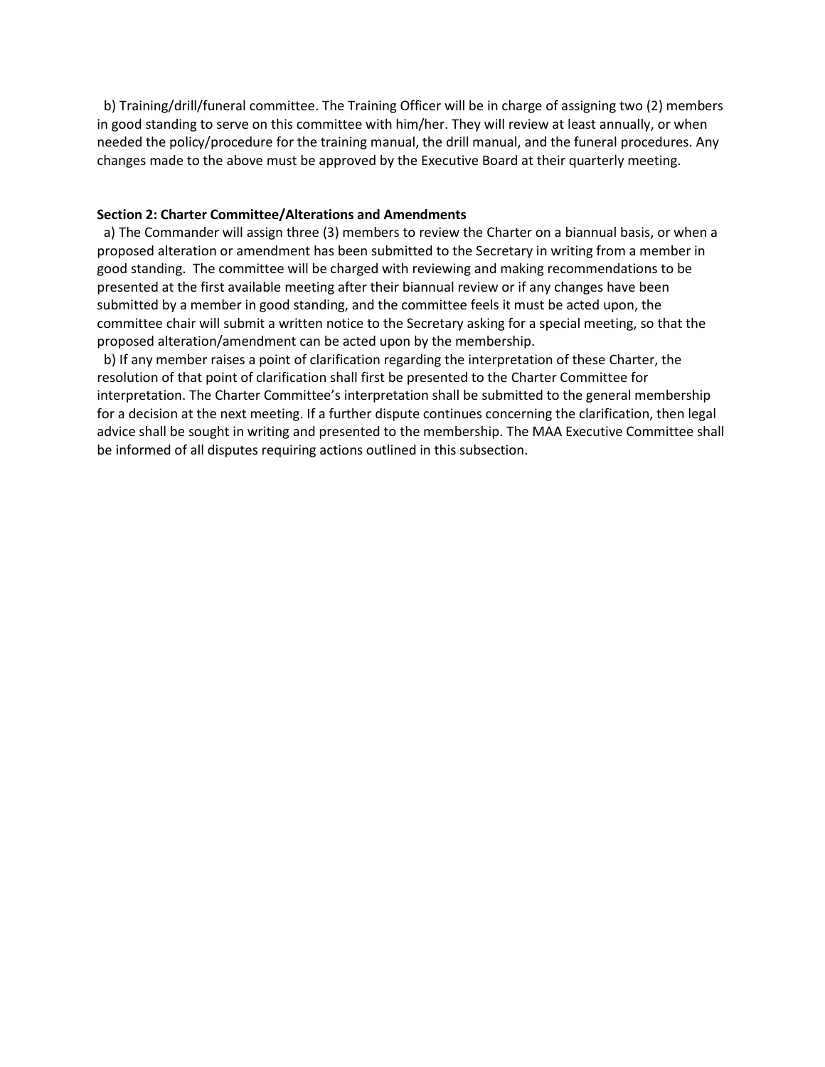b) Training/drill/funeral committee. The Training Officer will be in charge of assigning two (2) members in good standing to serve on this committee with him/her. They will review at least annually, or when needed the policy/procedure for the training manual, the drill manual, and the funeral procedures. Any changes made to the above must be approved by the Executive Board at their quarterly meeting.

**Section 2: Charter Committee/Alterations and Amendments**

a) The Commander will assign three (3) members to review the Charter on a biannual basis, or when a proposed alteration or amendment has been submitted to the Secretary in writing from a member in good standing. The committee will be charged with reviewing and making recommendations to be presented at the first available meeting after their biannual review or if any changes have been submitted by a member in good standing, and the committee feels it must be acted upon, the committee chair will submit a written notice to the Secretary asking for a special meeting, so that the proposed alteration/amendment can be acted upon by the membership.

b) If any member raises a point of clarification regarding the interpretation of these Charter, the resolution of that point of clarification shall first be presented to the Charter Committee for interpretation. The Charter Committee's interpretation shall be submitted to the general membership for a decision at the next meeting. If a further dispute continues concerning the clarification, then legal advice shall be sought in writing and presented to the membership. The MAA Executive Committee shall be informed of all disputes requiring actions outlined in this subsection.